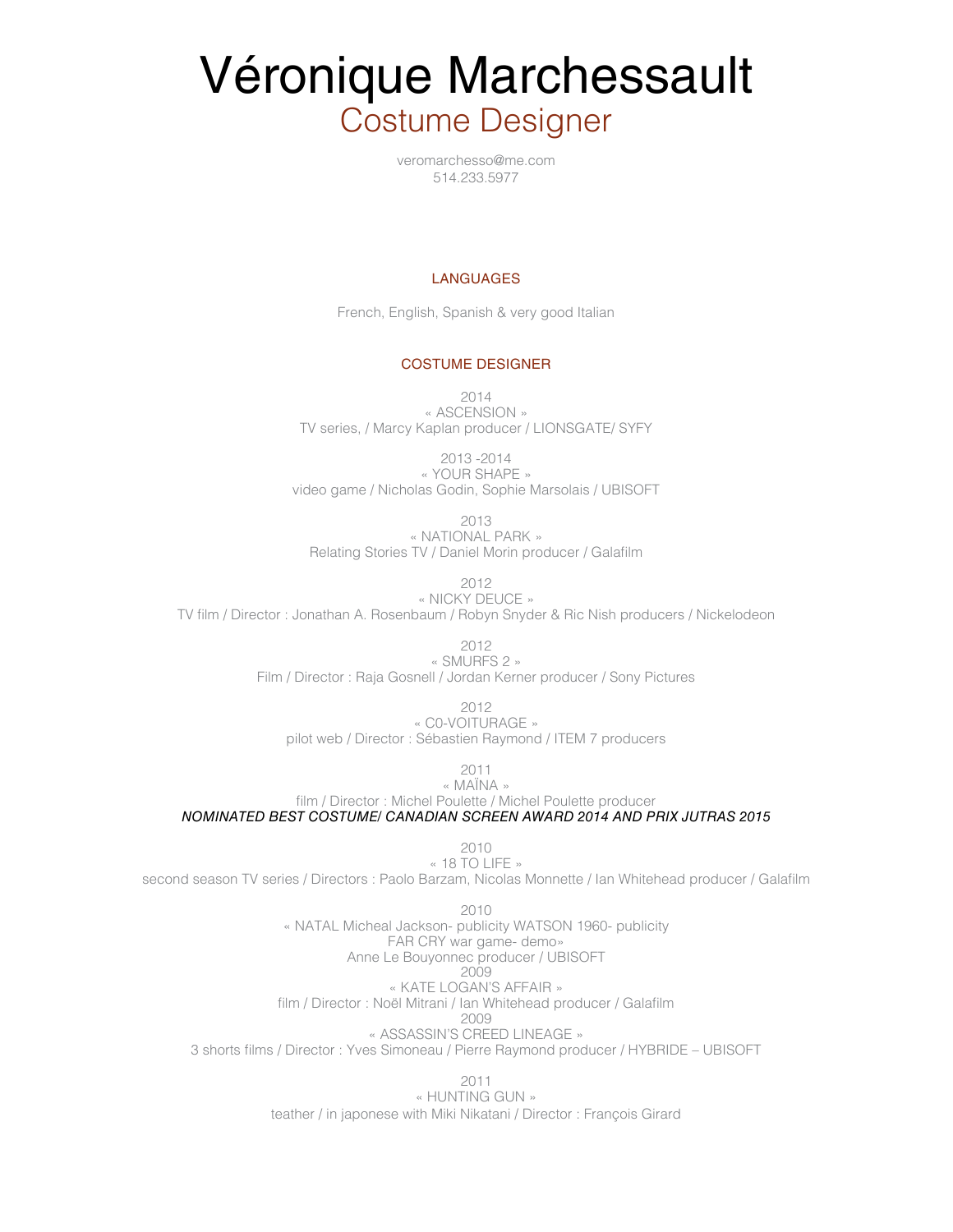# Véronique Marchessault

## Costume Designer

veromarchesso@me.com
514.233.5977

### LANGUAGES

French, English, Spanish & very good Italian

### COSTUME DESIGNER

2014
« ASCENSION »
TV series, / Marcy Kaplan producer / LIONSGATE/ SYFY

2013 -2014
« YOUR SHAPE »
video game / Nicholas Godin, Sophie Marsolais / UBISOFT

2013
« NATIONAL PARK »
Relating Stories TV / Daniel Morin producer / Galafilm

2012
« NICKY DEUCE »
TV film / Director : Jonathan A. Rosenbaum / Robyn Snyder & Ric Nish producers / Nickelodeon

2012
« SMURFS 2 »
Film / Director : Raja Gosnell / Jordan Kerner producer / Sony Pictures

2012
« C0-VOITURAGE »
pilot web / Director : Sébastien Raymond / ITEM 7 producers

2011
« MAÏNA »
film / Director : Michel Poulette / Michel Poulette producer
*NOMINATED BEST COSTUME/ CANADIAN SCREEN AWARD 2014 AND PRIX JUTRAS 2015*

2010
« 18 TO LIFE »
second season TV series / Directors : Paolo Barzam, Nicolas Monnette / Ian Whitehead producer / Galafilm

2010
« NATAL Micheal Jackson- publicity WATSON 1960- publicity
FAR CRY war game- demo»
Anne Le Bouyonnec producer / UBISOFT
2009
« KATE LOGAN'S AFFAIR »
film / Director : Noël Mitrani / Ian Whitehead producer / Galafilm
2009
« ASSASSIN'S CREED LINEAGE »
3 shorts films / Director : Yves Simoneau / Pierre Raymond producer / HYBRIDE – UBISOFT

2011
« HUNTING GUN »
teather / in japonese with Miki Nikatani / Director : François Girard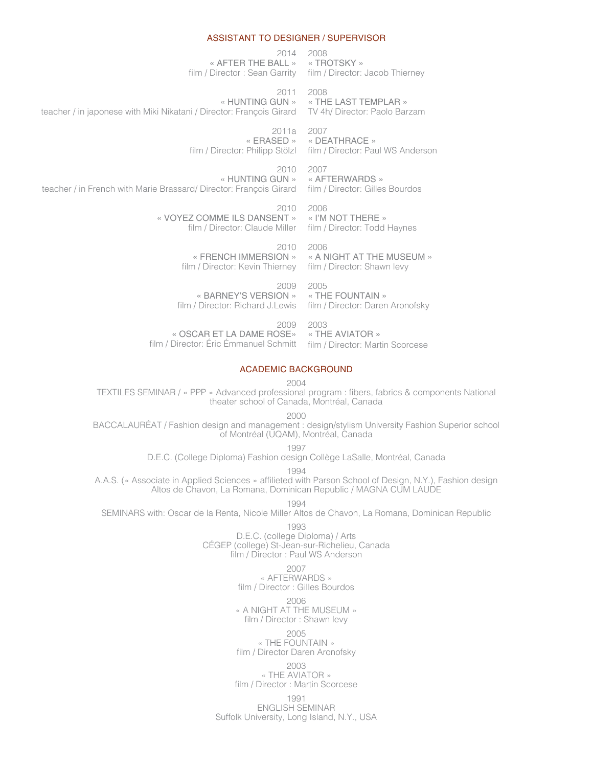## ASSISTANT TO DESIGNER / SUPERVISOR

2014
« AFTER THE BALL »
film / Director : Sean Garrity

2011
« HUNTING GUN »
teacher / in japonese with Miki Nikatani / Director: François Girard

2011a
« ERASED »
film / Director: Philipp Stölzl

2010
« HUNTING GUN »
teacher / in French with Marie Brassard/ Director: François Girard

2010
« VOYEZ COMME ILS DANSENT »
film / Director: Claude Miller

2010
« FRENCH IMMERSION »
film / Director: Kevin Thierney

2009
« BARNEY'S VERSION »
film / Director: Richard J.Lewis

2009
« OSCAR ET LA DAME ROSE»
film / Director: Éric Émmanuel Schmitt

2008
« TROTSKY »
film / Director: Jacob Thierney

2008
« THE LAST TEMPLAR »
TV 4h/ Director: Paolo Barzam

2007
« DEATHRACE »
film / Director: Paul WS Anderson

2007
« AFTERWARDS »
film / Director: Gilles Bourdos

2006
« I'M NOT THERE »
film / Director: Todd Haynes

2006
« A NIGHT AT THE MUSEUM »
film / Director: Shawn levy

2005
« THE FOUNTAIN »
film / Director: Daren Aronofsky

2003
« THE AVIATOR »
film / Director: Martin Scorcese

## ACADEMIC BACKGROUND

2004
TEXTILES SEMINAR / « PPP » Advanced professional program : fibers, fabrics & components National theater school of Canada, Montréal, Canada

2000
BACCALAURÉAT / Fashion design and management : design/stylism University Fashion Superior school of Montréal (UQAM), Montréal, Canada

1997
D.E.C. (College Diploma) Fashion design Collège LaSalle, Montréal, Canada

1994
A.A.S. (« Associate in Applied Sciences » affilieted with Parson School of Design, N.Y.), Fashion design Altos de Chavon, La Romana, Dominican Republic / MAGNA CUM LAUDE

1994
SEMINARS with: Oscar de la Renta, Nicole Miller Altos de Chavon, La Romana, Dominican Republic

1993
D.E.C. (college Diploma) / Arts
CÉGEP (college) St-Jean-sur-Richelieu, Canada
film / Director : Paul WS Anderson

2007
« AFTERWARDS »
film / Director : Gilles Bourdos

2006
« A NIGHT AT THE MUSEUM »
film / Director : Shawn levy

2005
« THE FOUNTAIN »
film / Director Daren Aronofsky

2003
« THE AVIATOR »
film / Director : Martin Scorcese

1991
ENGLISH SEMINAR
Suffolk University, Long Island, N.Y., USA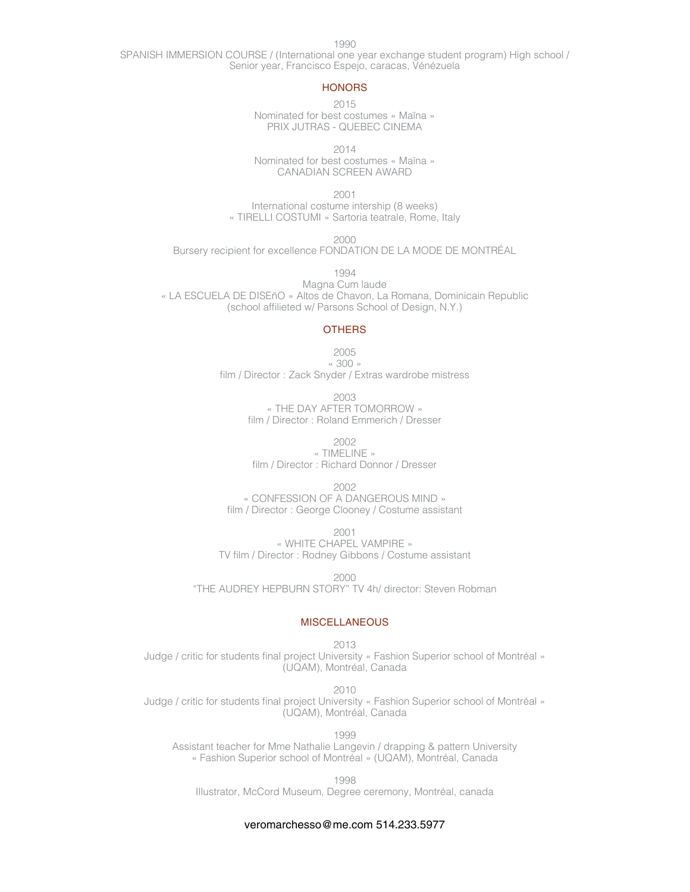1990
SPANISH IMMERSION COURSE / (International one year exchange student program) High school / Senior year, Francisco Espejo, caracas, Vénézuela

## HONORS

2015
Nominated for best costumes « Maïna »
PRIX JUTRAS - QUEBEC CINEMA

2014
Nominated for best costumes « Maïna »
CANADIAN SCREEN AWARD

2001
International costume intership (8 weeks)
« TIRELLI COSTUMI » Sartoria teatrale, Rome, Italy

2000
Bursery recipient for excellence FONDATION DE LA MODE DE MONTRÉAL

1994
Magna Cum laude
« LA ESCUELA DE DISEñO » Altos de Chavon, La Romana, Dominicain Republic
(school affilieted w/ Parsons School of Design, N.Y.)

## OTHERS

2005
« 300 »
film / Director : Zack Snyder / Extras wardrobe mistress

2003
« THE DAY AFTER TOMORROW »
film / Director : Roland Emmerich / Dresser

2002
« TIMELINE »
film / Director : Richard Donnor / Dresser

2002
« CONFESSION OF A DANGEROUS MIND »
film / Director : George Clooney / Costume assistant

2001
« WHITE CHAPEL VAMPIRE »
TV film / Director : Rodney Gibbons / Costume assistant

2000
"THE AUDREY HEPBURN STORY" TV 4h/ director: Steven Robman

## MISCELLANEOUS

2013
Judge / critic for students final project University « Fashion Superior school of Montréal » (UQAM), Montréal, Canada

2010
Judge / critic for students final project University « Fashion Superior school of Montréal » (UQAM), Montréal, Canada

1999
Assistant teacher for Mme Nathalie Langevin / drapping & pattern University « Fashion Superior school of Montréal » (UQAM), Montréal, Canada

1998
Illustrator, McCord Museum, Degree ceremony, Montréal, canada

veromarchesso@me.com 514.233.5977